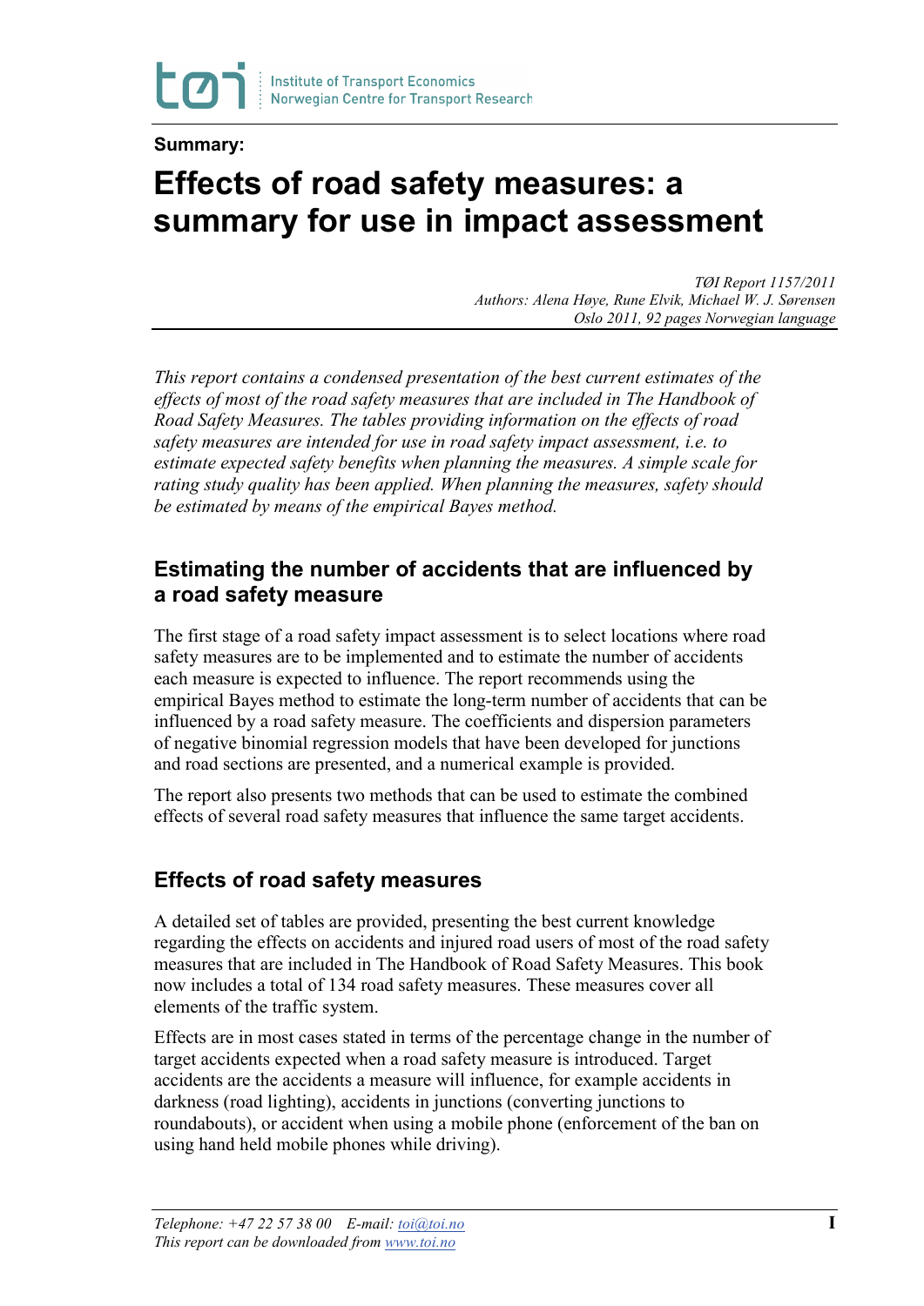**Summary:**

# Effects of road safety measures: a summary for use in impact assessment

*TØI Report 1157/2011*
*Authors: Alena Høye, Rune Elvik, Michael W. J. Sørensen*
*Oslo 2011, 92 pages Norwegian language*

*This report contains a condensed presentation of the best current estimates of the effects of most of the road safety measures that are included in The Handbook of Road Safety Measures. The tables providing information on the effects of road safety measures are intended for use in road safety impact assessment, i.e. to estimate expected safety benefits when planning the measures. A simple scale for rating study quality has been applied. When planning the measures, safety should be estimated by means of the empirical Bayes method.*

## Estimating the number of accidents that are influenced by a road safety measure

The first stage of a road safety impact assessment is to select locations where road safety measures are to be implemented and to estimate the number of accidents each measure is expected to influence. The report recommends using the empirical Bayes method to estimate the long-term number of accidents that can be influenced by a road safety measure. The coefficients and dispersion parameters of negative binomial regression models that have been developed for junctions and road sections are presented, and a numerical example is provided.

The report also presents two methods that can be used to estimate the combined effects of several road safety measures that influence the same target accidents.

## Effects of road safety measures

A detailed set of tables are provided, presenting the best current knowledge regarding the effects on accidents and injured road users of most of the road safety measures that are included in The Handbook of Road Safety Measures. This book now includes a total of 134 road safety measures. These measures cover all elements of the traffic system.

Effects are in most cases stated in terms of the percentage change in the number of target accidents expected when a road safety measure is introduced. Target accidents are the accidents a measure will influence, for example accidents in darkness (road lighting), accidents in junctions (converting junctions to roundabouts), or accident when using a mobile phone (enforcement of the ban on using hand held mobile phones while driving).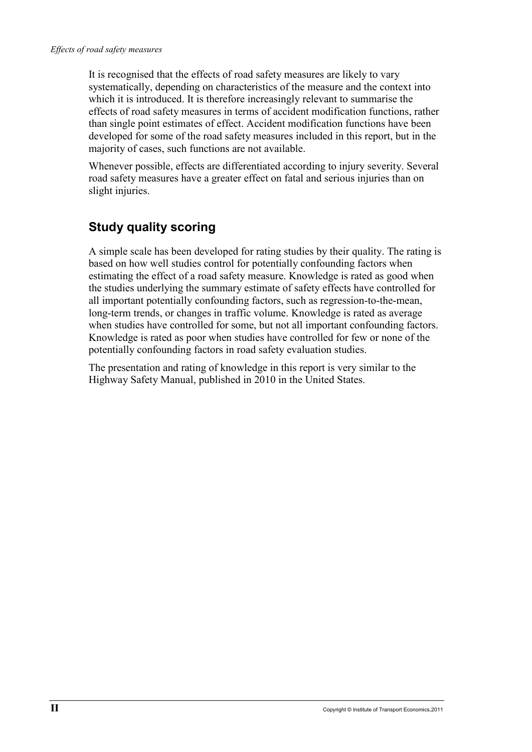It is recognised that the effects of road safety measures are likely to vary systematically, depending on characteristics of the measure and the context into which it is introduced. It is therefore increasingly relevant to summarise the effects of road safety measures in terms of accident modification functions, rather than single point estimates of effect. Accident modification functions have been developed for some of the road safety measures included in this report, but in the majority of cases, such functions are not available.

Whenever possible, effects are differentiated according to injury severity. Several road safety measures have a greater effect on fatal and serious injuries than on slight injuries.

## Study quality scoring

A simple scale has been developed for rating studies by their quality. The rating is based on how well studies control for potentially confounding factors when estimating the effect of a road safety measure. Knowledge is rated as good when the studies underlying the summary estimate of safety effects have controlled for all important potentially confounding factors, such as regression-to-the-mean, long-term trends, or changes in traffic volume. Knowledge is rated as average when studies have controlled for some, but not all important confounding factors. Knowledge is rated as poor when studies have controlled for few or none of the potentially confounding factors in road safety evaluation studies.

The presentation and rating of knowledge in this report is very similar to the Highway Safety Manual, published in 2010 in the United States.